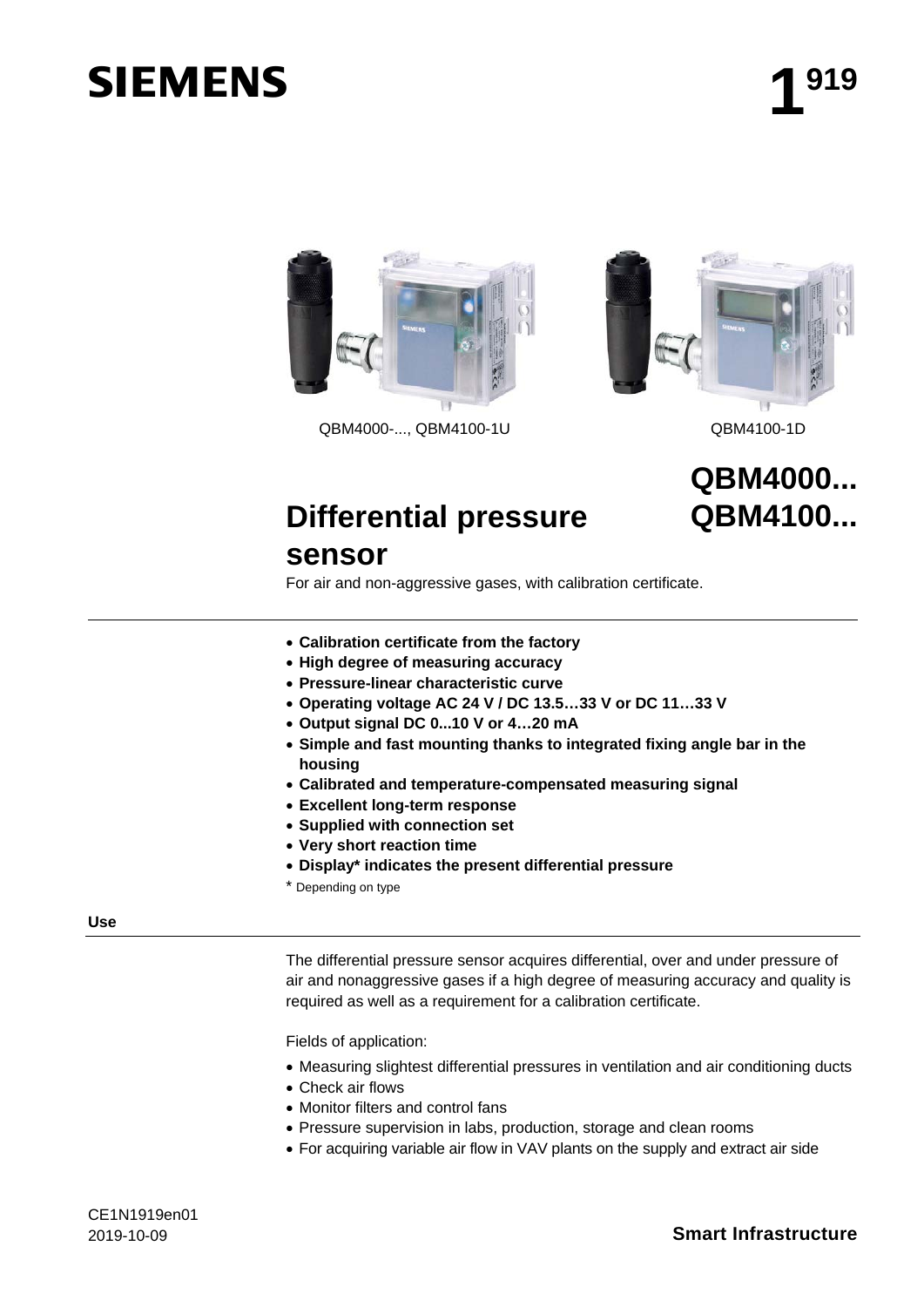**SIEMENS**

**1**[919]

QBM4000-..., QBM4100-1U

QBM4100-1D

# QBM4000... QBM4100...

# Differential pressure sensor

For air and non-aggressive gases, with calibration certificate.

- **Calibration certificate from the factory**
- **High degree of measuring accuracy**
- **Pressure-linear characteristic curve**
- **Operating voltage AC 24 V / DC 13.5…33 V or DC 11…33 V**
- **Output signal DC 0...10 V or 4…20 mA**
- **Simple and fast mounting thanks to integrated fixing angle bar in the housing**
- **Calibrated and temperature-compensated measuring signal**
- **Excellent long-term response**
- **Supplied with connection set**
- **Very short reaction time**
- **Display* indicates the present differential pressure**

\* Depending on type

## Use

The differential pressure sensor acquires differential, over and under pressure of air and nonaggressive gases if a high degree of measuring accuracy and quality is required as well as a requirement for a calibration certificate.

Fields of application:

- Measuring slightest differential pressures in ventilation and air conditioning ducts
- Check air flows
- Monitor filters and control fans
- Pressure supervision in labs, production, storage and clean rooms
- For acquiring variable air flow in VAV plants on the supply and extract air side

CE1N1919en01
2019-10-09

**Smart Infrastructure**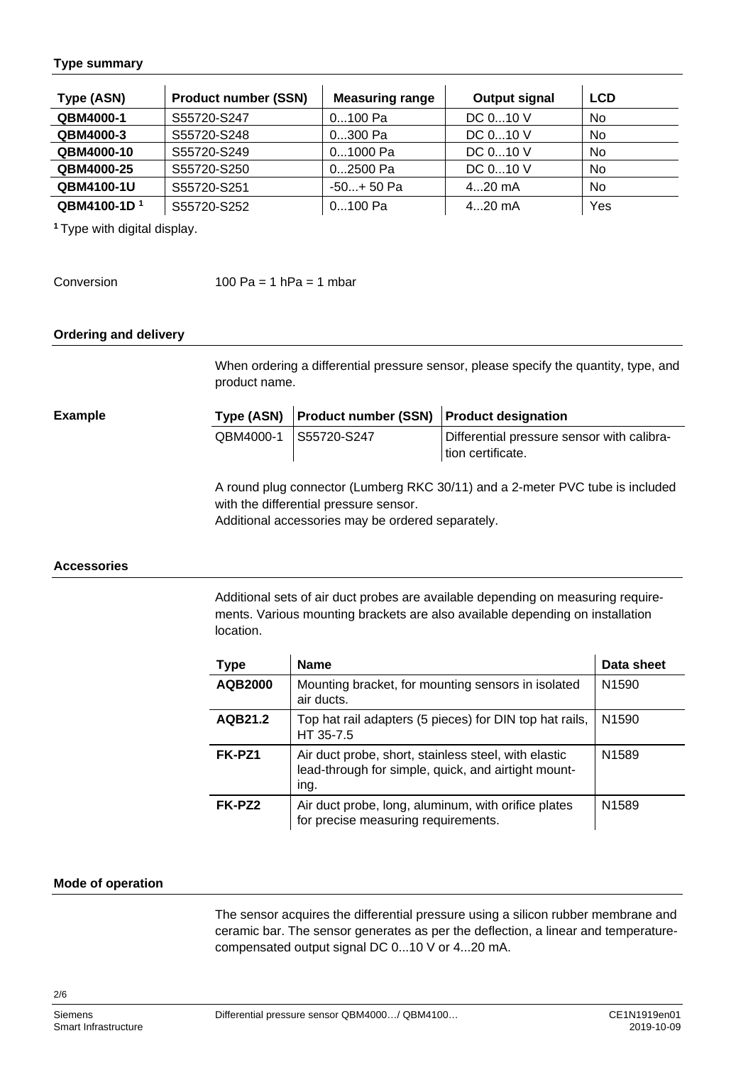## Type summary

| Type (ASN) | Product number (SSN) | Measuring range | Output signal | LCD |
|---|---|---|---|---|
| **QBM4000-1** | S55720-S247 | 0...100 Pa | DC 0...10 V | No |
| **QBM4000-3** | S55720-S248 | 0...300 Pa | DC 0...10 V | No |
| **QBM4000-10** | S55720-S249 | 0...1000 Pa | DC 0...10 V | No |
| **QBM4000-25** | S55720-S250 | 0...2500 Pa | DC 0...10 V | No |
| **QBM4100-1U** | S55720-S251 | -50...+ 50 Pa | 4...20 mA | No |
| **QBM4100-1D** [1] | S55720-S252 | 0...100 Pa | 4...20 mA | Yes |

[1] Type with digital display.

Conversion 100 Pa = 1 hPa = 1 mbar

## Ordering and delivery

When ordering a differential pressure sensor, please specify the quantity, type, and product name.

**Example**

| Type (ASN) | Product number (SSN) | Product designation |
|---|---|---|
| QBM4000-1 | S55720-S247 | Differential pressure sensor with calibration certificate. |

A round plug connector (Lumberg RKC 30/11) and a 2-meter PVC tube is included with the differential pressure sensor.
Additional accessories may be ordered separately.

## Accessories

Additional sets of air duct probes are available depending on measuring requirements. Various mounting brackets are also available depending on installation location.

| Type | Name | Data sheet |
|---|---|---|
| **AQB2000** | Mounting bracket, for mounting sensors in isolated air ducts. | N1590 |
| **AQB21.2** | Top hat rail adapters (5 pieces) for DIN top hat rails, HT 35-7.5 | N1590 |
| **FK-PZ1** | Air duct probe, short, stainless steel, with elastic lead-through for simple, quick, and airtight mounting. | N1589 |
| **FK-PZ2** | Air duct probe, long, aluminum, with orifice plates for precise measuring requirements. | N1589 |

## Mode of operation

The sensor acquires the differential pressure using a silicon rubber membrane and ceramic bar. The sensor generates as per the deflection, a linear and temperature-compensated output signal DC 0...10 V or 4...20 mA.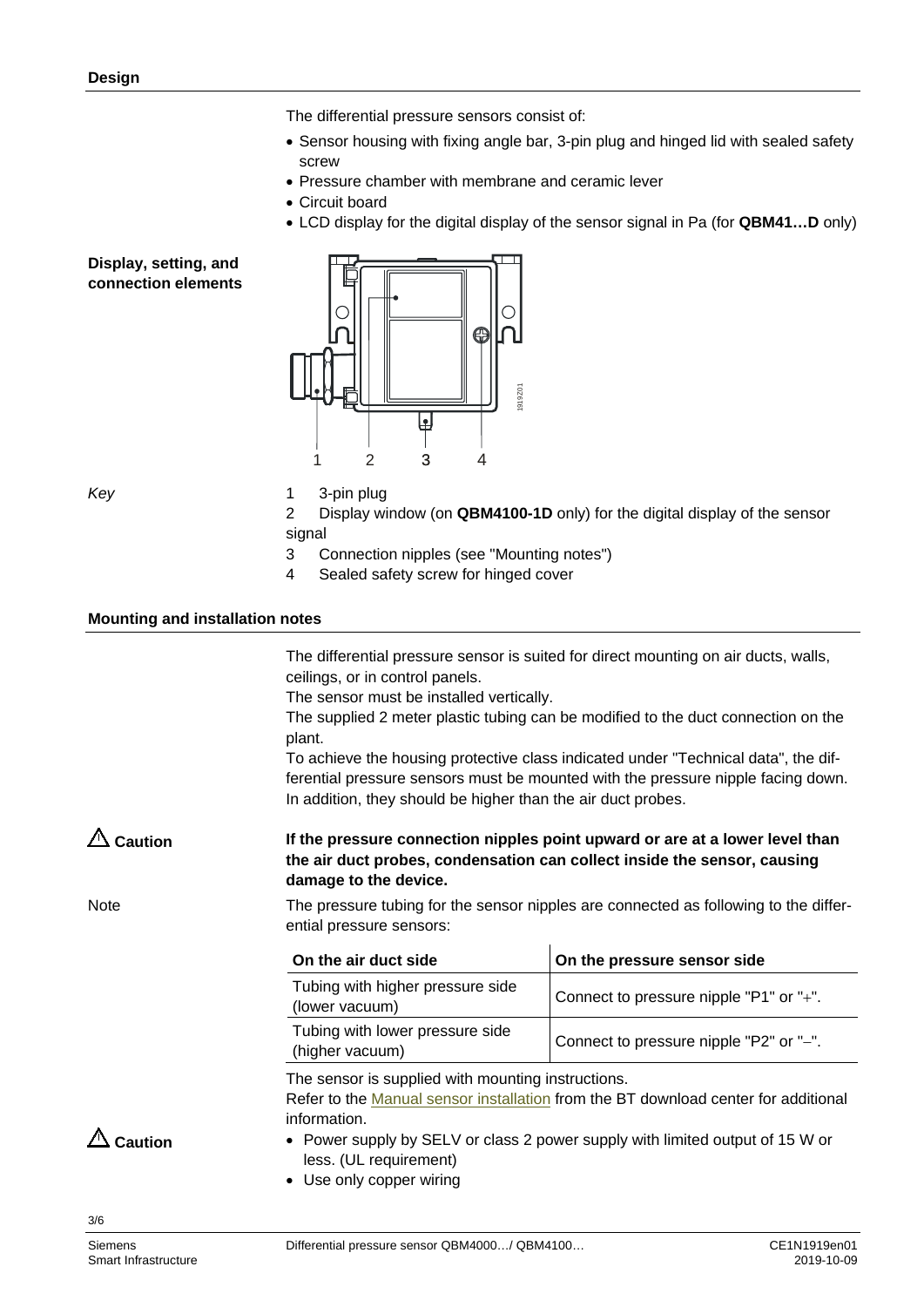## Design

The differential pressure sensors consist of:

- Sensor housing with fixing angle bar, 3-pin plug and hinged lid with sealed safety screw
- Pressure chamber with membrane and ceramic lever
- Circuit board
- LCD display for the digital display of the sensor signal in Pa (for **QBM41…D** only)

### Display, setting, and connection elements

*Key*

1. 3-pin plug
2. Display window (on **QBM4100-1D** only) for the digital display of the sensor signal
3. Connection nipples (see "Mounting notes")
4. Sealed safety screw for hinged cover

## Mounting and installation notes

The differential pressure sensor is suited for direct mounting on air ducts, walls, ceilings, or in control panels.
The sensor must be installed vertically.
The supplied 2 meter plastic tubing can be modified to the duct connection on the plant.
To achieve the housing protective class indicated under "Technical data", the differential pressure sensors must be mounted with the pressure nipple facing down. In addition, they should be higher than the air duct probes.

**⚠ Caution**

**If the pressure connection nipples point upward or are at a lower level than the air duct probes, condensation can collect inside the sensor, causing damage to the device.**

Note

The pressure tubing for the sensor nipples are connected as following to the differential pressure sensors:

| On the air duct side | On the pressure sensor side |
|---|---|
| Tubing with higher pressure side (lower vacuum) | Connect to pressure nipple "P1" or "+". |
| Tubing with lower pressure side (higher vacuum) | Connect to pressure nipple "P2" or "–". |

The sensor is supplied with mounting instructions.
Refer to the Manual sensor installation from the BT download center for additional information.

**⚠ Caution**

- Power supply by SELV or class 2 power supply with limited output of 15 W or less. (UL requirement)
- Use only copper wiring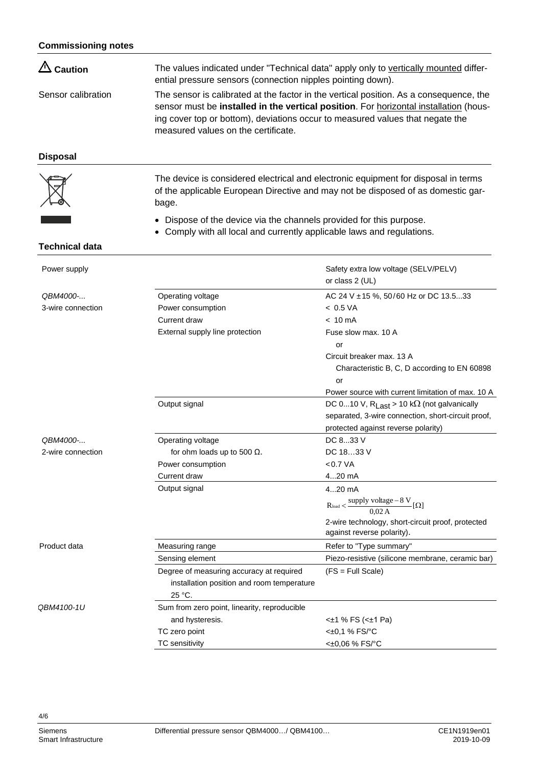## Commissioning notes

| | |
|---|---|
| ⚠ **Caution** | The values indicated under "Technical data" apply only to vertically mounted differential pressure sensors (connection nipples pointing down). |
| Sensor calibration | The sensor is calibrated at the factor in the vertical position. As a consequence, the sensor must be **installed in the vertical position**. For horizontal installation (housing cover top or bottom), deviations occur to measured values that negate the measured values on the certificate. |

## Disposal

The device is considered electrical and electronic equipment for disposal in terms of the applicable European Directive and may not be disposed of as domestic garbage.

- Dispose of the device via the channels provided for this purpose.
- Comply with all local and currently applicable laws and regulations.

## Technical data

| | | |
|---|---|---|
| Power supply | | Safety extra low voltage (SELV/PELV) or class 2 (UL) |
| *QBM4000-...* 3-wire connection | Operating voltage | AC 24 V ± 15 %, 50/60 Hz or DC 13.5...33 |
| | Power consumption | < 0.5 VA |
| | Current draw | < 10 mA |
| | External supply line protection | Fuse slow max. 10 A<br>or<br>Circuit breaker max. 13 A<br>Characteristic B, C, D according to EN 60898<br>or<br>Power source with current limitation of max. 10 A |
| | Output signal | DC 0...10 V, $R_{Last}$ > 10 kΩ (not galvanically separated, 3-wire connection, short-circuit proof, protected against reverse polarity) |
| *QBM4000-...* 2-wire connection | Operating voltage | DC 8...33 V |
| | for ohm loads up to 500 Ω. | DC 18…33 V |
| | Power consumption | <0.7 VA |
| | Current draw | 4...20 mA |
| | Output signal | 4...20 mA<br>$R_{load} < \frac{\text{supply voltage} - 8\text{ V}}{0{,}02\text{ A}} [\Omega]$<br>2-wire technology, short-circuit proof, protected against reverse polarity). |
| Product data | Measuring range | Refer to "Type summary" |
| | Sensing element | Piezo-resistive (silicone membrane, ceramic bar) |
| | Degree of measuring accuracy at required installation position and room temperature 25 °C. | (FS = Full Scale) |
| *QBM4100-1U* | Sum from zero point, linearity, reproducible and hysteresis. | <±1 % FS (<±1 Pa) |
| | TC zero point | <±0,1 % FS/°C |
| | TC sensitivity | <±0,06 % FS/°C |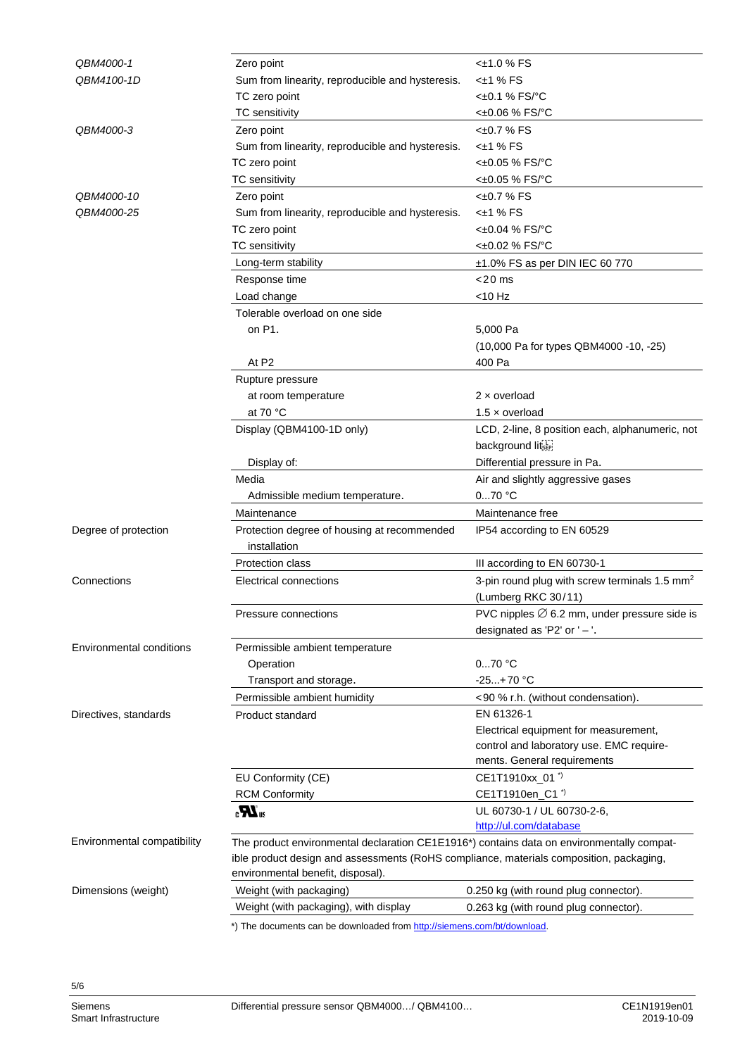| | | |
|---|---|---|
| *QBM4000-1* *QBM4100-1D* | Zero point | <±1.0 % FS |
| | Sum from linearity, reproducible and hysteresis. | <±1 % FS |
| | TC zero point | <±0.1 % FS/°C |
| | TC sensitivity | <±0.06 % FS/°C |
| *QBM4000-3* | Zero point | <±0.7 % FS |
| | Sum from linearity, reproducible and hysteresis. | <±1 % FS |
| | TC zero point | <±0.05 % FS/°C |
| | TC sensitivity | <±0.05 % FS/°C |
| *QBM4000-10* *QBM4000-25* | Zero point | <±0.7 % FS |
| | Sum from linearity, reproducible and hysteresis. | <±1 % FS |
| | TC zero point | <±0.04 % FS/°C |
| | TC sensitivity | <±0.02 % FS/°C |
| | Long-term stability | ±1.0% FS as per DIN IEC 60 770 |
| | Response time | <20 ms |
| | Load change | <10 Hz |
| | Tolerable overload on one side | |
| | on P1. | 5,000 Pa (10,000 Pa for types QBM4000 -10, -25) |
| | At P2 | 400 Pa |
| | Rupture pressure | |
| | at room temperature | 2 × overload |
| | at 70 °C | 1.5 × overload |
| | Display (QBM4100-1D only) | LCD, 2-line, 8 position each, alphanumeric, not background lit |
| | Display of: | Differential pressure in Pa. |
| | Media | Air and slightly aggressive gases |
| | Admissible medium temperature. | 0...70 °C |
| | Maintenance | Maintenance free |
| Degree of protection | Protection degree of housing at recommended installation | IP54 according to EN 60529 |
| | Protection class | III according to EN 60730-1 |
| Connections | Electrical connections | 3-pin round plug with screw terminals 1.5 mm² (Lumberg RKC 30/11) |
| | Pressure connections | PVC nipples ∅ 6.2 mm, under pressure side is designated as 'P2' or ' – '. |
| Environmental conditions | Permissible ambient temperature | |
| | Operation | 0...70 °C |
| | Transport and storage. | -25...+70 °C |
| | Permissible ambient humidity | <90 % r.h. (without condensation). |
| Directives, standards | Product standard | EN 61326-1 Electrical equipment for measurement, control and laboratory use. EMC requirements. General requirements |
| | EU Conformity (CE) | CE1T1910xx_01 *) |
| | RCM Conformity | CE1T1910en_C1 *) |
| | cULus | UL 60730-1 / UL 60730-2-6, http://ul.com/database |
| Environmental compatibility | The product environmental declaration CE1E1916*) contains data on environmentally compatible product design and assessments (RoHS compliance, materials composition, packaging, environmental benefit, disposal). | |
| Dimensions (weight) | Weight (with packaging) | 0.250 kg (with round plug connector). |
| | Weight (with packaging), with display | 0.263 kg (with round plug connector). |

*) The documents can be downloaded from http://siemens.com/bt/download.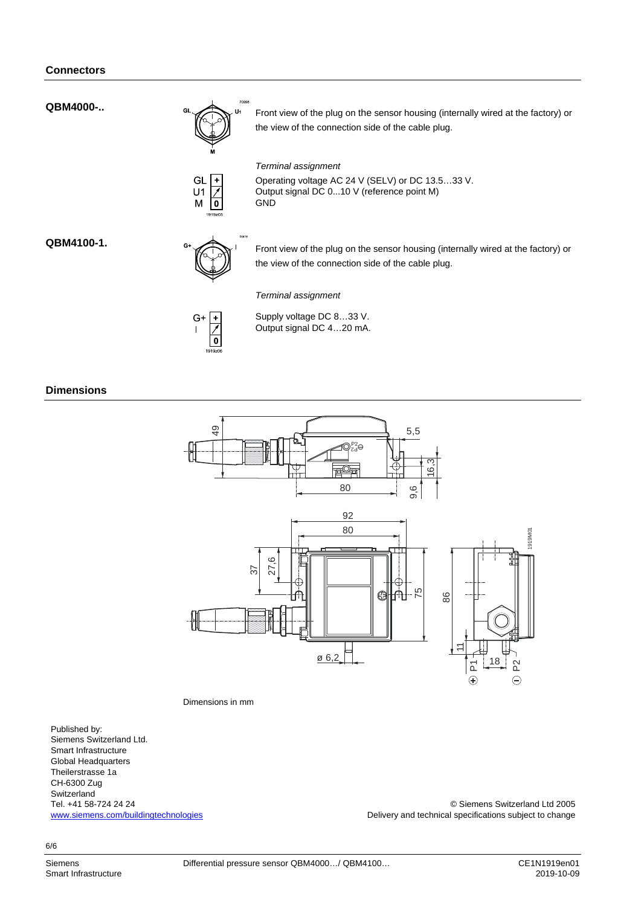## Connectors

**QBM4000-..**

Front view of the plug on the sensor housing (internally wired at the factory) or the view of the connection side of the cable plug.

*Terminal assignment*

GL Operating voltage AC 24 V (SELV) or DC 13.5…33 V.

U1 Output signal DC 0...10 V (reference point M)

M GND

**QBM4100-1.**

Front view of the plug on the sensor housing (internally wired at the factory) or the view of the connection side of the cable plug.

*Terminal assignment*

G+ Supply voltage DC 8…33 V.

I Output signal DC 4…20 mA.

## Dimensions

Dimensions in mm

Published by:
Siemens Switzerland Ltd.
Smart Infrastructure
Global Headquarters
Theilerstrasse 1a
CH-6300 Zug
Switzerland
Tel. +41 58-724 24 24
www.siemens.com/buildingtechnologies

© Siemens Switzerland Ltd 2005
Delivery and technical specifications subject to change